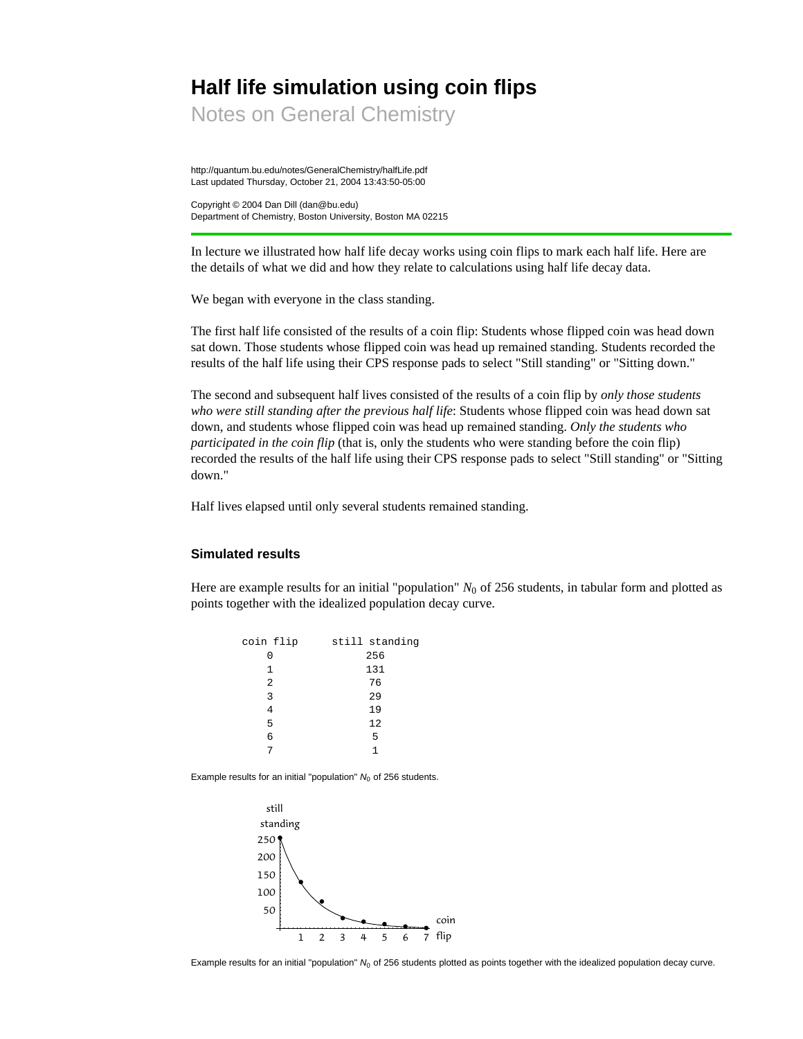# Half life simulation using coin flips

## Notes on General Chemistry

http://quantum.bu.edu/notes/GeneralChemistry/halfLife.pdf
Last updated Thursday, October 21, 2004 13:43:50-05:00

Copyright © 2004 Dan Dill (dan@bu.edu)
Department of Chemistry, Boston University, Boston MA 02215

---

In lecture we illustrated how half life decay works using coin flips to mark each half life. Here are the details of what we did and how they relate to calculations using half life decay data.

We began with everyone in the class standing.

The first half life consisted of the results of a coin flip: Students whose flipped coin was head down sat down. Those students whose flipped coin was head up remained standing. Students recorded the results of the half life using their CPS response pads to select "Still standing" or "Sitting down."

The second and subsequent half lives consisted of the results of a coin flip by *only those students who were still standing after the previous half life*: Students whose flipped coin was head down sat down, and students whose flipped coin was head up remained standing. *Only the students who participated in the coin flip* (that is, only the students who were standing before the coin flip) recorded the results of the half life using their CPS response pads to select "Still standing" or "Sitting down."

Half lives elapsed until only several students remained standing.

### Simulated results

Here are example results for an initial "population" $N_0$ of 256 students, in tabular form and plotted as points together with the idealized population decay curve.

| coin flip | still standing |
|---|---|
| 0 | 256 |
| 1 | 131 |
| 2 | 76 |
| 3 | 29 |
| 4 | 19 |
| 5 | 12 |
| 6 | 5 |
| 7 | 1 |

Example results for an initial "population" $N_0$ of 256 students.

Example results for an initial "population" $N_0$ of 256 students plotted as points together with the idealized population decay curve.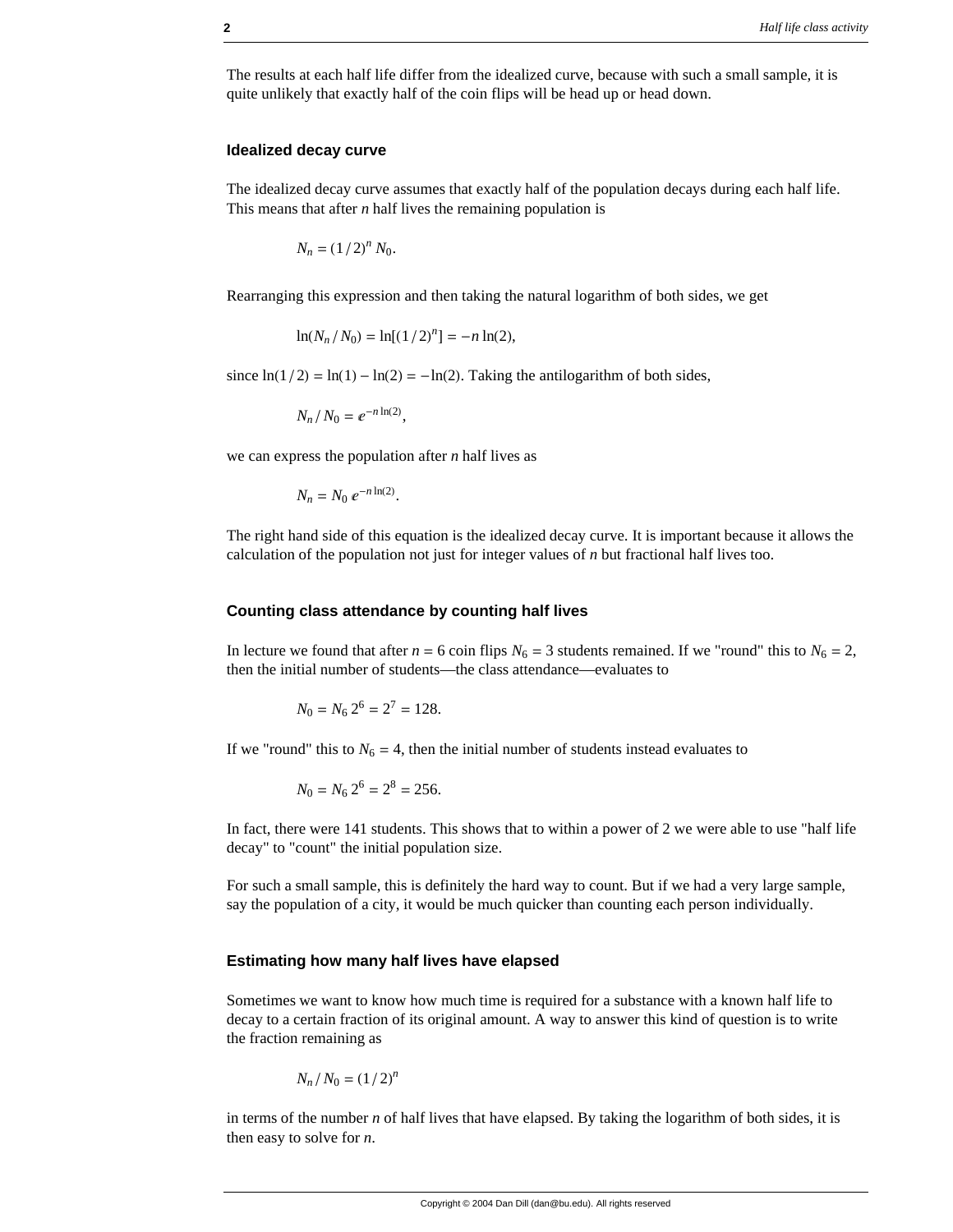The results at each half life differ from the idealized curve, because with such a small sample, it is quite unlikely that exactly half of the coin flips will be head up or head down.

### Idealized decay curve

The idealized decay curve assumes that exactly half of the population decays during each half life. This means that after $n$ half lives the remaining population is

$$N_n = (1/2)^n N_0.$$

Rearranging this expression and then taking the natural logarithm of both sides, we get

$$\ln(N_n / N_0) = \ln[(1/2)^n] = -n \ln(2),$$

since $\ln(1/2) = \ln(1) - \ln(2) = -\ln(2)$. Taking the antilogarithm of both sides,

$$N_n / N_0 = e^{-n \ln(2)},$$

we can express the population after $n$ half lives as

$$N_n = N_0 \, e^{-n \ln(2)}.$$

The right hand side of this equation is the idealized decay curve. It is important because it allows the calculation of the population not just for integer values of $n$ but fractional half lives too.

### Counting class attendance by counting half lives

In lecture we found that after $n = 6$ coin flips $N_6 = 3$ students remained. If we "round" this to $N_6 = 2$, then the initial number of students—the class attendance—evaluates to

$$N_0 = N_6 \, 2^6 = 2^7 = 128.$$

If we "round" this to $N_6 = 4$, then the initial number of students instead evaluates to

$$N_0 = N_6 \, 2^6 = 2^8 = 256.$$

In fact, there were 141 students. This shows that to within a power of 2 we were able to use "half life decay" to "count" the initial population size.

For such a small sample, this is definitely the hard way to count. But if we had a very large sample, say the population of a city, it would be much quicker than counting each person individually.

### Estimating how many half lives have elapsed

Sometimes we want to know how much time is required for a substance with a known half life to decay to a certain fraction of its original amount. A way to answer this kind of question is to write the fraction remaining as

$$N_n / N_0 = (1/2)^n$$

in terms of the number $n$ of half lives that have elapsed. By taking the logarithm of both sides, it is then easy to solve for $n$.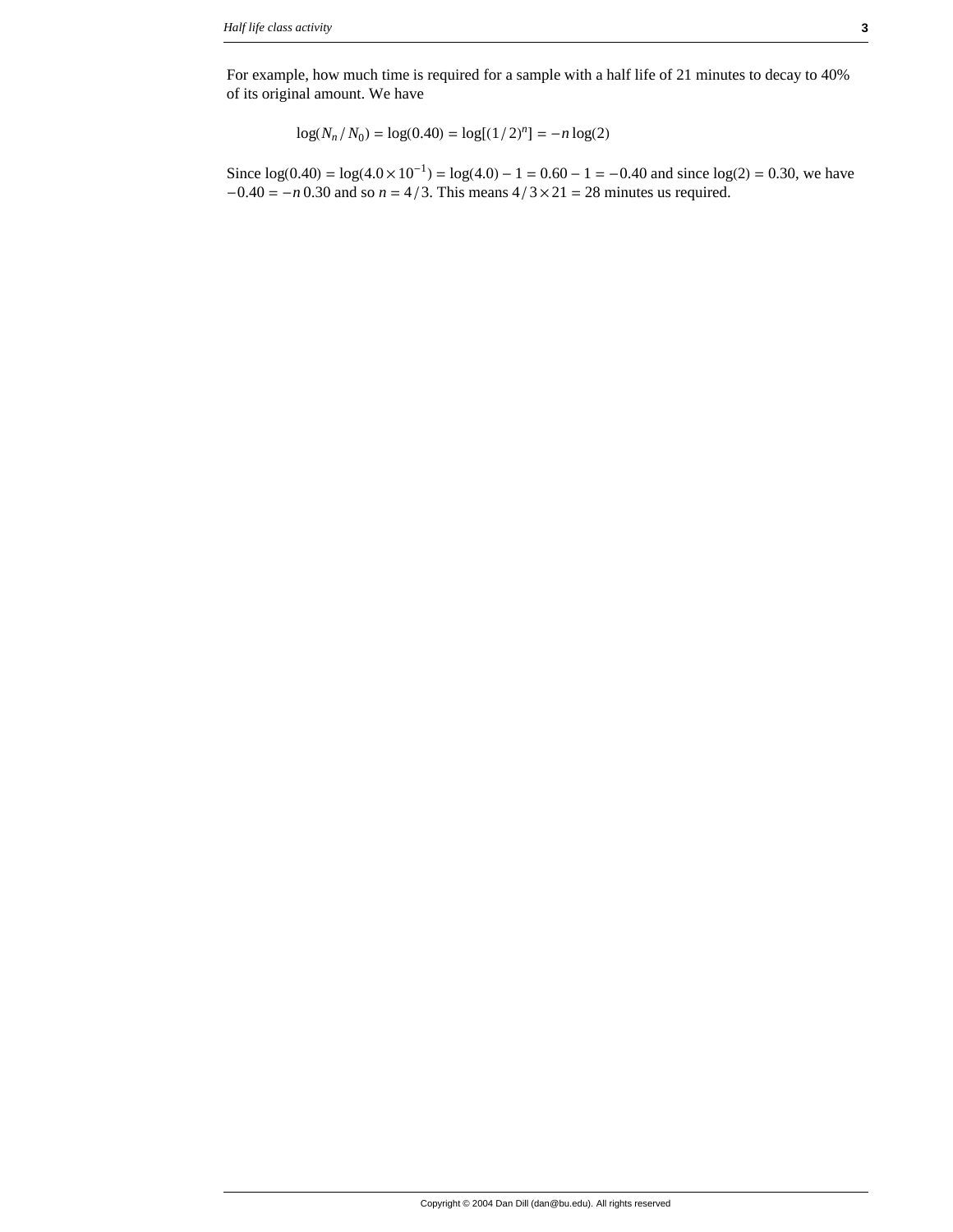For example, how much time is required for a sample with a half life of 21 minutes to decay to 40% of its original amount. We have

$$\log(N_n / N_0) = \log(0.40) = \log[(1/2)^n] = -n \log(2)$$

Since $\log(0.40) = \log(4.0 \times 10^{-1}) = \log(4.0) - 1 = 0.60 - 1 = -0.40$ and since $\log(2) = 0.30$, we have $-0.40 = -n\,0.30$ and so $n = 4/3$. This means $4/3 \times 21 = 28$ minutes us required.